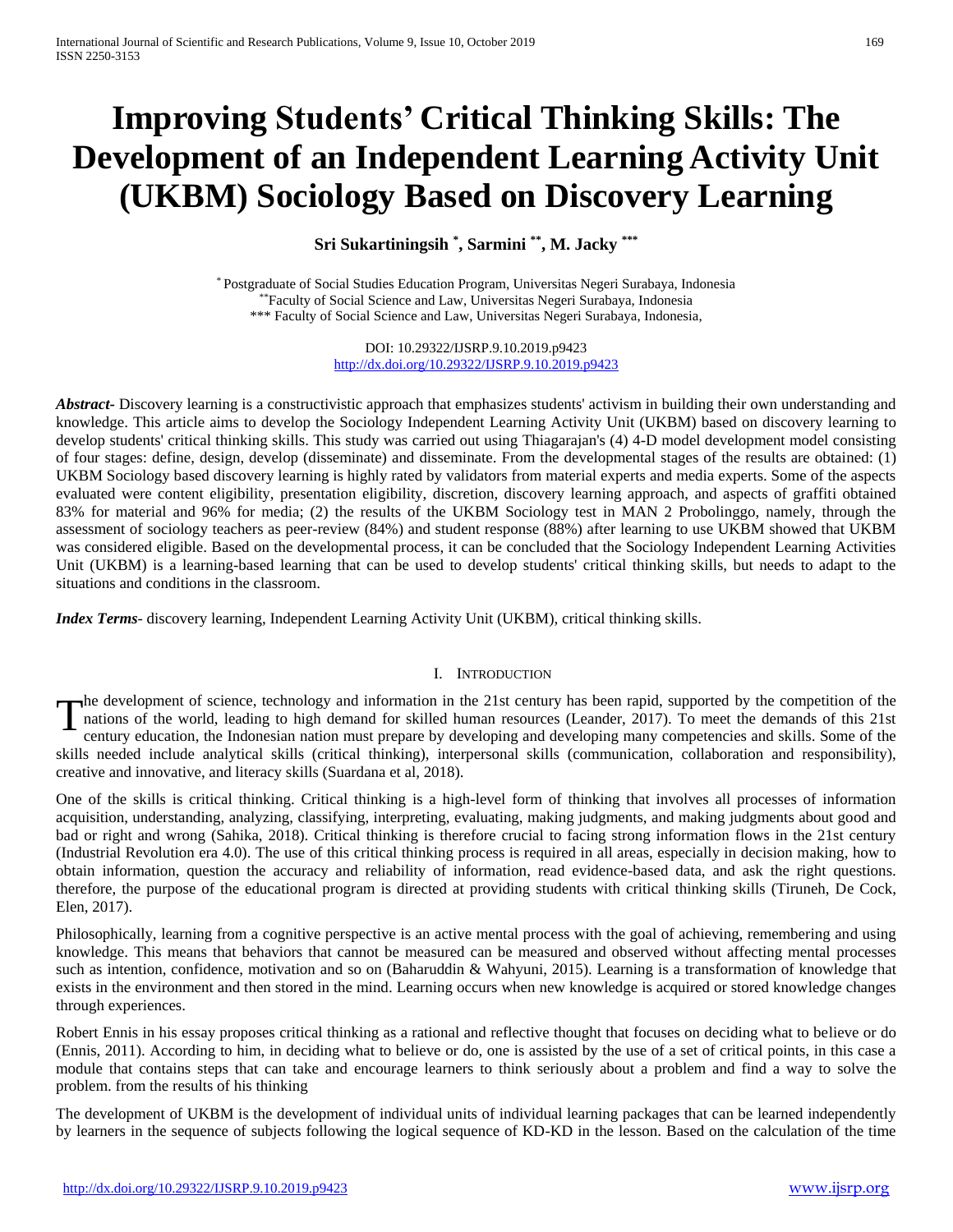# Improving Students' Critical Thinking Skills: The Development of an Independent Learning Activity Unit (UKBM) Sociology Based on Discovery Learning

**Sri Sukartiningsih [*], Sarmini [**], M. Jacky [***]**

[*] Postgraduate of Social Studies Education Program, Universitas Negeri Surabaya, Indonesia
[**]Faculty of Social Science and Law, Universitas Negeri Surabaya, Indonesia
[***] Faculty of Social Science and Law, Universitas Negeri Surabaya, Indonesia,

DOI: 10.29322/IJSRP.9.10.2019.p9423
http://dx.doi.org/10.29322/IJSRP.9.10.2019.p9423

***Abstract-*** Discovery learning is a constructivistic approach that emphasizes students' activism in building their own understanding and knowledge. This article aims to develop the Sociology Independent Learning Activity Unit (UKBM) based on discovery learning to develop students' critical thinking skills. This study was carried out using Thiagarajan's (4) 4-D model development model consisting of four stages: define, design, develop (disseminate) and disseminate. From the developmental stages of the results are obtained: (1) UKBM Sociology based discovery learning is highly rated by validators from material experts and media experts. Some of the aspects evaluated were content eligibility, presentation eligibility, discretion, discovery learning approach, and aspects of graffiti obtained 83% for material and 96% for media; (2) the results of the UKBM Sociology test in MAN 2 Probolinggo, namely, through the assessment of sociology teachers as peer-review (84%) and student response (88%) after learning to use UKBM showed that UKBM was considered eligible. Based on the developmental process, it can be concluded that the Sociology Independent Learning Activities Unit (UKBM) is a learning-based learning that can be used to develop students' critical thinking skills, but needs to adapt to the situations and conditions in the classroom.

***Index Terms-*** discovery learning, Independent Learning Activity Unit (UKBM), critical thinking skills.

## I. Introduction

The development of science, technology and information in the 21st century has been rapid, supported by the competition of the nations of the world, leading to high demand for skilled human resources (Leander, 2017). To meet the demands of this 21st century education, the Indonesian nation must prepare by developing and developing many competencies and skills. Some of the skills needed include analytical skills (critical thinking), interpersonal skills (communication, collaboration and responsibility), creative and innovative, and literacy skills (Suardana et al, 2018).

One of the skills is critical thinking. Critical thinking is a high-level form of thinking that involves all processes of information acquisition, understanding, analyzing, classifying, interpreting, evaluating, making judgments, and making judgments about good and bad or right and wrong (Sahika, 2018). Critical thinking is therefore crucial to facing strong information flows in the 21st century (Industrial Revolution era 4.0). The use of this critical thinking process is required in all areas, especially in decision making, how to obtain information, question the accuracy and reliability of information, read evidence-based data, and ask the right questions. therefore, the purpose of the educational program is directed at providing students with critical thinking skills (Tiruneh, De Cock, Elen, 2017).

Philosophically, learning from a cognitive perspective is an active mental process with the goal of achieving, remembering and using knowledge. This means that behaviors that cannot be measured can be measured and observed without affecting mental processes such as intention, confidence, motivation and so on (Baharuddin & Wahyuni, 2015). Learning is a transformation of knowledge that exists in the environment and then stored in the mind. Learning occurs when new knowledge is acquired or stored knowledge changes through experiences.

Robert Ennis in his essay proposes critical thinking as a rational and reflective thought that focuses on deciding what to believe or do (Ennis, 2011). According to him, in deciding what to believe or do, one is assisted by the use of a set of critical points, in this case a module that contains steps that can take and encourage learners to think seriously about a problem and find a way to solve the problem. from the results of his thinking

The development of UKBM is the development of individual units of individual learning packages that can be learned independently by learners in the sequence of subjects following the logical sequence of KD-KD in the lesson. Based on the calculation of the time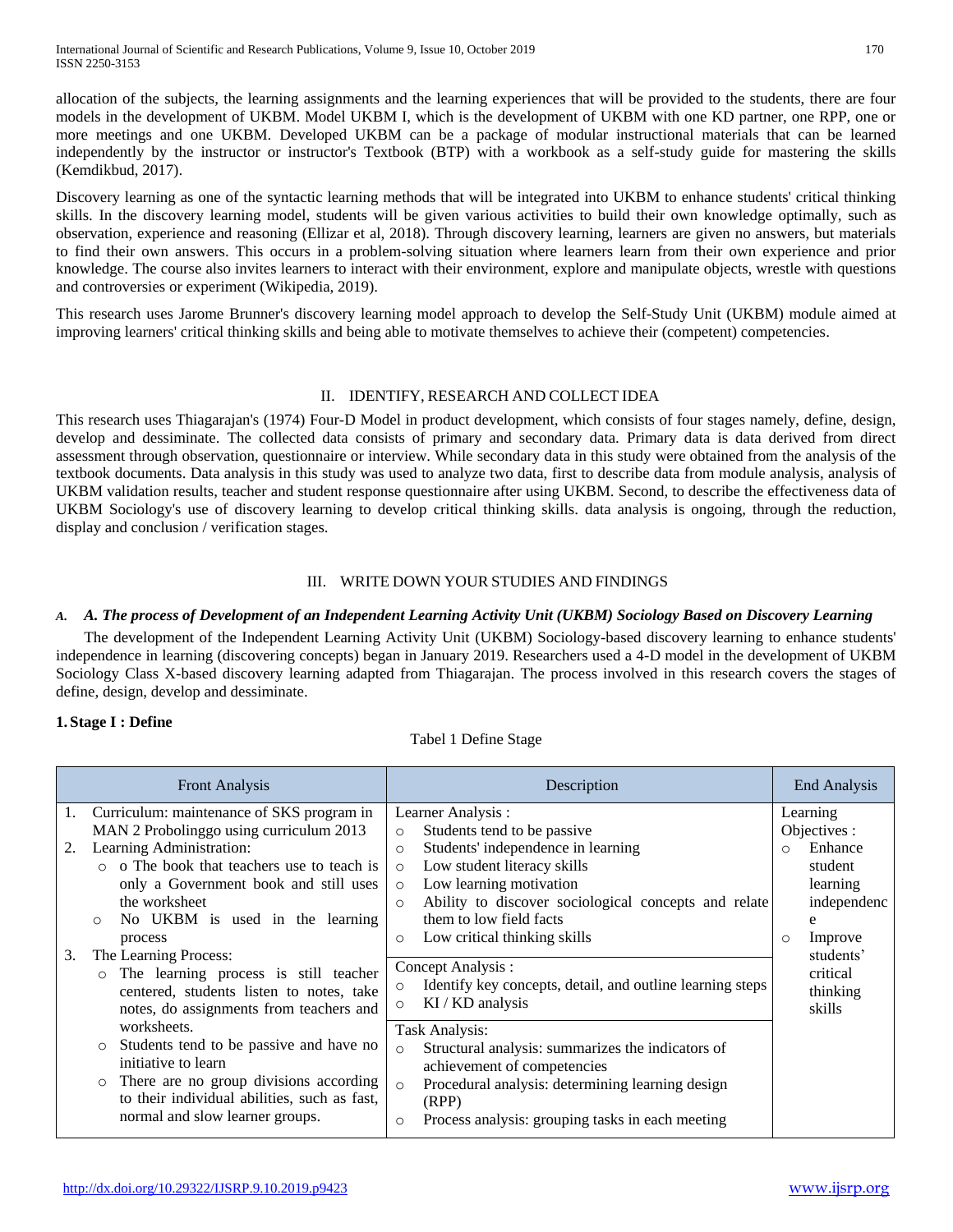allocation of the subjects, the learning assignments and the learning experiences that will be provided to the students, there are four models in the development of UKBM. Model UKBM I, which is the development of UKBM with one KD partner, one RPP, one or more meetings and one UKBM. Developed UKBM can be a package of modular instructional materials that can be learned independently by the instructor or instructor's Textbook (BTP) with a workbook as a self-study guide for mastering the skills (Kemdikbud, 2017).

Discovery learning as one of the syntactic learning methods that will be integrated into UKBM to enhance students' critical thinking skills. In the discovery learning model, students will be given various activities to build their own knowledge optimally, such as observation, experience and reasoning (Ellizar et al, 2018). Through discovery learning, learners are given no answers, but materials to find their own answers. This occurs in a problem-solving situation where learners learn from their own experience and prior knowledge. The course also invites learners to interact with their environment, explore and manipulate objects, wrestle with questions and controversies or experiment (Wikipedia, 2019).

This research uses Jarome Brunner's discovery learning model approach to develop the Self-Study Unit (UKBM) module aimed at improving learners' critical thinking skills and being able to motivate themselves to achieve their (competent) competencies.

## II. IDENTIFY, RESEARCH AND COLLECT IDEA

This research uses Thiagarajan's (1974) Four-D Model in product development, which consists of four stages namely, define, design, develop and dessiminate. The collected data consists of primary and secondary data. Primary data is data derived from direct assessment through observation, questionnaire or interview. While secondary data in this study were obtained from the analysis of the textbook documents. Data analysis in this study was used to analyze two data, first to describe data from module analysis, analysis of UKBM validation results, teacher and student response questionnaire after using UKBM. Second, to describe the effectiveness data of UKBM Sociology's use of discovery learning to develop critical thinking skills. data analysis is ongoing, through the reduction, display and conclusion / verification stages.

## III. WRITE DOWN YOUR STUDIES AND FINDINGS

### *A. A. The process of Development of an Independent Learning Activity Unit (UKBM) Sociology Based on Discovery Learning*

The development of the Independent Learning Activity Unit (UKBM) Sociology-based discovery learning to enhance students' independence in learning (discovering concepts) began in January 2019. Researchers used a 4-D model in the development of UKBM Sociology Class X-based discovery learning adapted from Thiagarajan. The process involved in this research covers the stages of define, design, develop and dessiminate.

#### 1. Stage I : Define

Tabel 1 Define Stage

| Front Analysis | Description | End Analysis |
|---|---|---|
| 1. Curriculum: maintenance of SKS program in MAN 2 Probolinggo using curriculum 2013<br>2. Learning Administration:<br>○ o The book that teachers use to teach is only a Government book and still uses the worksheet<br>○ No UKBM is used in the learning process<br>3. The Learning Process:<br>○ The learning process is still teacher centered, students listen to notes, take notes, do assignments from teachers and worksheets.<br>○ Students tend to be passive and have no initiative to learn<br>○ There are no group divisions according to their individual abilities, such as fast, normal and slow learner groups. | Learner Analysis :<br>○ Students tend to be passive<br>○ Students' independence in learning<br>○ Low student literacy skills<br>○ Low learning motivation<br>○ Ability to discover sociological concepts and relate them to low field facts<br>○ Low critical thinking skills<br><br>Concept Analysis :<br>○ Identify key concepts, detail, and outline learning steps<br>○ KI / KD analysis<br><br>Task Analysis:<br>○ Structural analysis: summarizes the indicators of achievement of competencies<br>○ Procedural analysis: determining learning design (RPP)<br>○ Process analysis: grouping tasks in each meeting | Learning Objectives :<br>○ Enhance student learning independence<br>○ Improve students' critical thinking skills |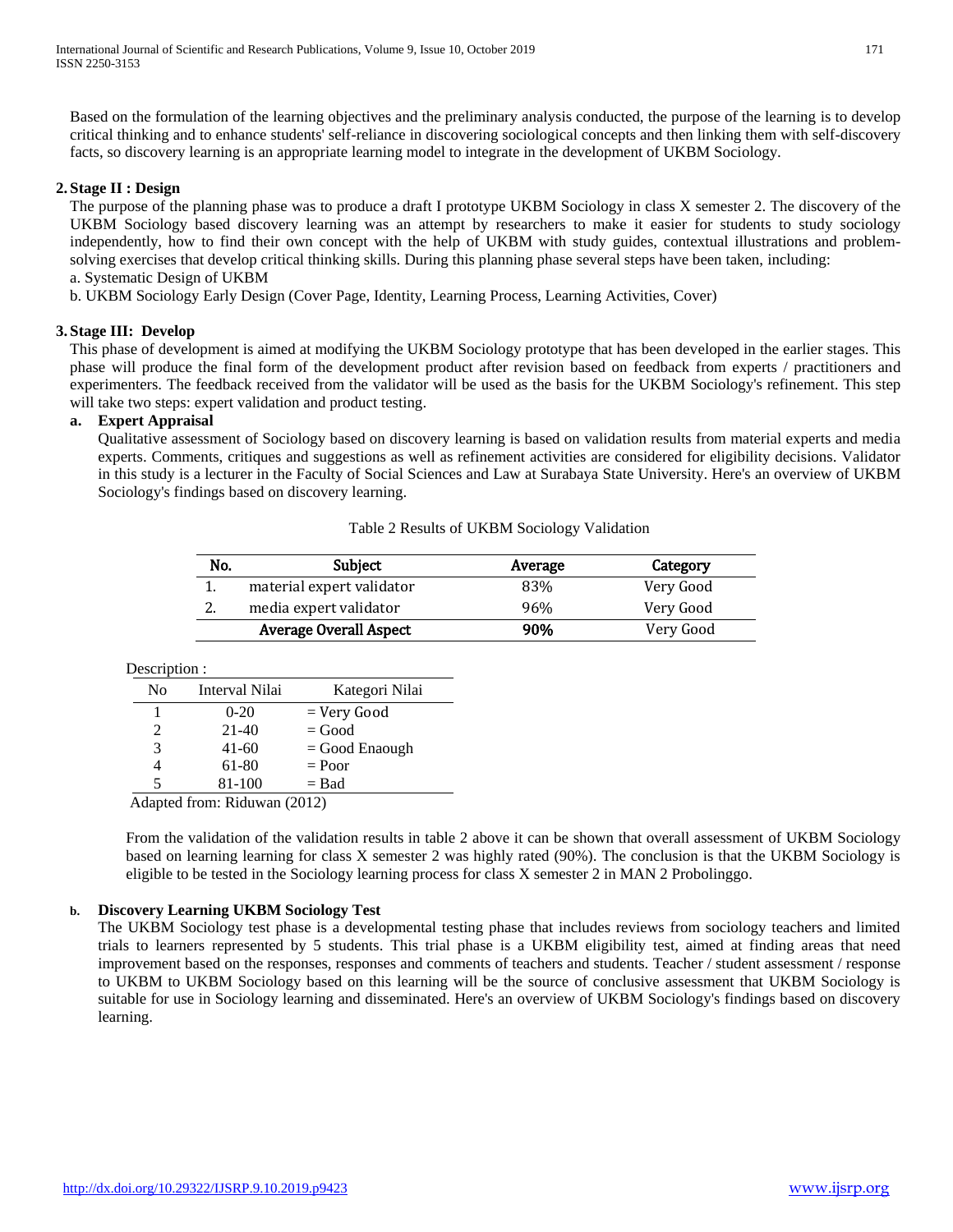Based on the formulation of the learning objectives and the preliminary analysis conducted, the purpose of the learning is to develop critical thinking and to enhance students' self-reliance in discovering sociological concepts and then linking them with self-discovery facts, so discovery learning is an appropriate learning model to integrate in the development of UKBM Sociology.

### 2. Stage II : Design

The purpose of the planning phase was to produce a draft I prototype UKBM Sociology in class X semester 2. The discovery of the UKBM Sociology based discovery learning was an attempt by researchers to make it easier for students to study sociology independently, how to find their own concept with the help of UKBM with study guides, contextual illustrations and problem-solving exercises that develop critical thinking skills. During this planning phase several steps have been taken, including:

a. Systematic Design of UKBM

b. UKBM Sociology Early Design (Cover Page, Identity, Learning Process, Learning Activities, Cover)

### 3. Stage III: Develop

This phase of development is aimed at modifying the UKBM Sociology prototype that has been developed in the earlier stages. This phase will produce the final form of the development product after revision based on feedback from experts / practitioners and experimenters. The feedback received from the validator will be used as the basis for the UKBM Sociology's refinement. This step will take two steps: expert validation and product testing.

**a. Expert Appraisal**

Qualitative assessment of Sociology based on discovery learning is based on validation results from material experts and media experts. Comments, critiques and suggestions as well as refinement activities are considered for eligibility decisions. Validator in this study is a lecturer in the Faculty of Social Sciences and Law at Surabaya State University. Here's an overview of UKBM Sociology's findings based on discovery learning.

Table 2 Results of UKBM Sociology Validation

| No. | Subject | Average | Category |
|---|---|---|---|
| 1. | material expert validator | 83% | Very Good |
| 2. | media expert validator | 96% | Very Good |
| | **Average Overall Aspect** | **90%** | Very Good |

Description :

| No | Interval Nilai | Kategori Nilai |
|---|---|---|
| 1 | 0-20 | = Very Good |
| 2 | 21-40 | = Good |
| 3 | 41-60 | = Good Enaough |
| 4 | 61-80 | = Poor |
| 5 | 81-100 | = Bad |

Adapted from: Riduwan (2012)

From the validation of the validation results in table 2 above it can be shown that overall assessment of UKBM Sociology based on learning learning for class X semester 2 was highly rated (90%). The conclusion is that the UKBM Sociology is eligible to be tested in the Sociology learning process for class X semester 2 in MAN 2 Probolinggo.

**b. Discovery Learning UKBM Sociology Test**

The UKBM Sociology test phase is a developmental testing phase that includes reviews from sociology teachers and limited trials to learners represented by 5 students. This trial phase is a UKBM eligibility test, aimed at finding areas that need improvement based on the responses, responses and comments of teachers and students. Teacher / student assessment / response to UKBM to UKBM Sociology based on this learning will be the source of conclusive assessment that UKBM Sociology is suitable for use in Sociology learning and disseminated. Here's an overview of UKBM Sociology's findings based on discovery learning.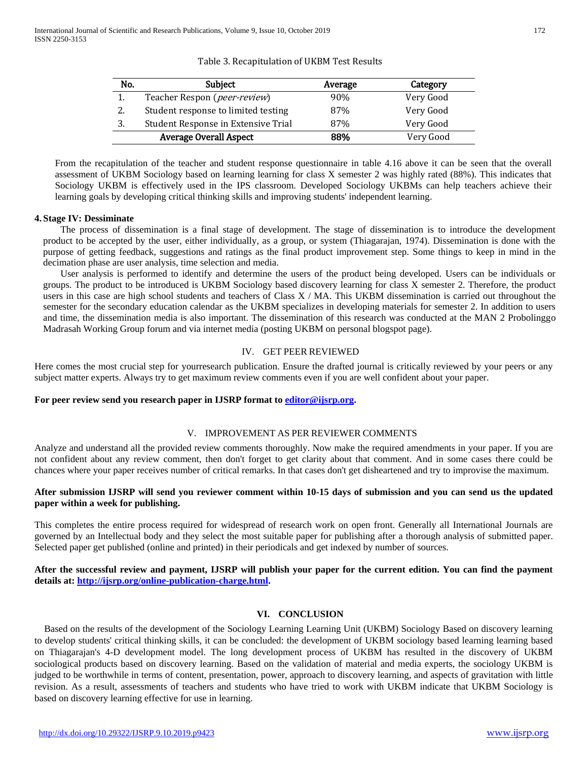Table 3. Recapitulation of UKBM Test Results

| No. | Subject | Average | Category |
|---|---|---|---|
| 1. | Teacher Respon (*peer-review*) | 90% | Very Good |
| 2. | Student response to limited testing | 87% | Very Good |
| 3. | Student Response in Extensive Trial | 87% | Very Good |
| | **Average Overall Aspect** | **88%** | Very Good |

From the recapitulation of the teacher and student response questionnaire in table 4.16 above it can be seen that the overall assessment of UKBM Sociology based on learning learning for class X semester 2 was highly rated (88%). This indicates that Sociology UKBM is effectively used in the IPS classroom. Developed Sociology UKBMs can help teachers achieve their learning goals by developing critical thinking skills and improving students' independent learning.

**4. Stage IV: Dessiminate**

The process of dissemination is a final stage of development. The stage of dissemination is to introduce the development product to be accepted by the user, either individually, as a group, or system (Thiagarajan, 1974). Dissemination is done with the purpose of getting feedback, suggestions and ratings as the final product improvement step. Some things to keep in mind in the decimation phase are user analysis, time selection and media.

User analysis is performed to identify and determine the users of the product being developed. Users can be individuals or groups. The product to be introduced is UKBM Sociology based discovery learning for class X semester 2. Therefore, the product users in this case are high school students and teachers of Class X / MA. This UKBM dissemination is carried out throughout the semester for the secondary education calendar as the UKBM specializes in developing materials for semester 2. In addition to users and time, the dissemination media is also important. The dissemination of this research was conducted at the MAN 2 Probolinggo Madrasah Working Group forum and via internet media (posting UKBM on personal blogspot page).

## IV. GET PEER REVIEWED

Here comes the most crucial step for yourresearch publication. Ensure the drafted journal is critically reviewed by your peers or any subject matter experts. Always try to get maximum review comments even if you are well confident about your paper.

**For peer review send you research paper in IJSRP format to editor@ijsrp.org.**

## V. IMPROVEMENT AS PER REVIEWER COMMENTS

Analyze and understand all the provided review comments thoroughly. Now make the required amendments in your paper. If you are not confident about any review comment, then don't forget to get clarity about that comment. And in some cases there could be chances where your paper receives number of critical remarks. In that cases don't get disheartened and try to improvise the maximum.

**After submission IJSRP will send you reviewer comment within 10-15 days of submission and you can send us the updated paper within a week for publishing.**

This completes the entire process required for widespread of research work on open front. Generally all International Journals are governed by an Intellectual body and they select the most suitable paper for publishing after a thorough analysis of submitted paper. Selected paper get published (online and printed) in their periodicals and get indexed by number of sources.

**After the successful review and payment, IJSRP will publish your paper for the current edition. You can find the payment details at: http://ijsrp.org/online-publication-charge.html.**

## VI. CONCLUSION

Based on the results of the development of the Sociology Learning Unit (UKBM) Sociology Based on discovery learning to develop students' critical thinking skills, it can be concluded: the development of UKBM sociology based learning learning based on Thiagarajan's 4-D development model. The long development process of UKBM has resulted in the discovery of UKBM sociological products based on discovery learning. Based on the validation of material and media experts, the sociology UKBM is judged to be worthwhile in terms of content, presentation, power, approach to discovery learning, and aspects of gravitation with little revision. As a result, assessments of teachers and students who have tried to work with UKBM indicate that UKBM Sociology is based on discovery learning effective for use in learning.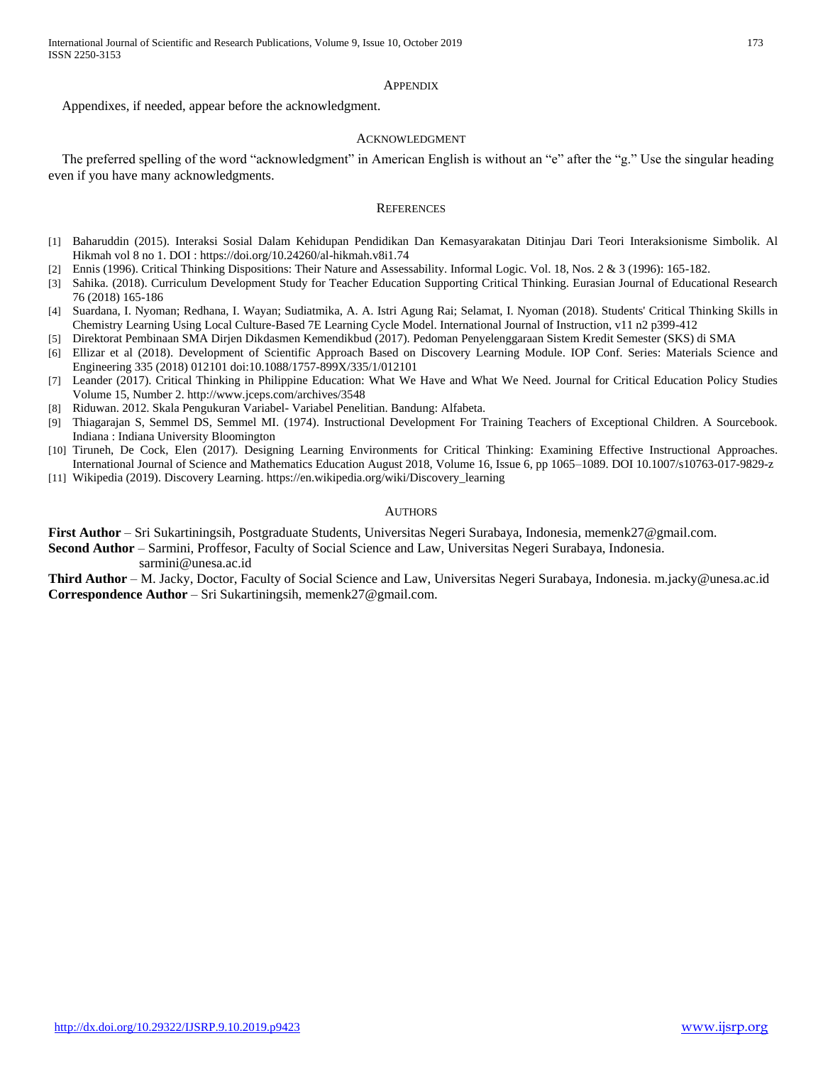## APPENDIX

Appendixes, if needed, appear before the acknowledgment.

## ACKNOWLEDGMENT

The preferred spelling of the word "acknowledgment" in American English is without an "e" after the "g." Use the singular heading even if you have many acknowledgments.

## REFERENCES

[1] Baharuddin (2015). Interaksi Sosial Dalam Kehidupan Pendidikan Dan Kemasyarakatan Ditinjau Dari Teori Interaksionisme Simbolik. Al Hikmah vol 8 no 1. DOI : https://doi.org/10.24260/al-hikmah.v8i1.74

[2] Ennis (1996). Critical Thinking Dispositions: Their Nature and Assessability. Informal Logic. Vol. 18, Nos. 2 & 3 (1996): 165-182.

[3] Sahika. (2018). Curriculum Development Study for Teacher Education Supporting Critical Thinking. Eurasian Journal of Educational Research 76 (2018) 165-186

[4] Suardana, I. Nyoman; Redhana, I. Wayan; Sudiatmika, A. A. Istri Agung Rai; Selamat, I. Nyoman (2018). Students' Critical Thinking Skills in Chemistry Learning Using Local Culture-Based 7E Learning Cycle Model. International Journal of Instruction, v11 n2 p399-412

[5] Direktorat Pembinaan SMA Dirjen Dikdasmen Kemendikbud (2017). Pedoman Penyelenggaraan Sistem Kredit Semester (SKS) di SMA

[6] Ellizar et al (2018). Development of Scientific Approach Based on Discovery Learning Module. IOP Conf. Series: Materials Science and Engineering 335 (2018) 012101 doi:10.1088/1757-899X/335/1/012101

[7] Leander (2017). Critical Thinking in Philippine Education: What We Have and What We Need. Journal for Critical Education Policy Studies Volume 15, Number 2. http://www.jceps.com/archives/3548

[8] Riduwan. 2012. Skala Pengukuran Variabel- Variabel Penelitian. Bandung: Alfabeta.

[9] Thiagarajan S, Semmel DS, Semmel MI. (1974). Instructional Development For Training Teachers of Exceptional Children. A Sourcebook. Indiana : Indiana University Bloomington

[10] Tiruneh, De Cock, Elen (2017). Designing Learning Environments for Critical Thinking: Examining Effective Instructional Approaches. International Journal of Science and Mathematics Education August 2018, Volume 16, Issue 6, pp 1065–1089. DOI 10.1007/s10763-017-9829-z

[11] Wikipedia (2019). Discovery Learning. https://en.wikipedia.org/wiki/Discovery_learning

## AUTHORS

**First Author** – Sri Sukartiningsih, Postgraduate Students, Universitas Negeri Surabaya, Indonesia, memenk27@gmail.com.

**Second Author** – Sarmini, Proffesor, Faculty of Social Science and Law, Universitas Negeri Surabaya, Indonesia. sarmini@unesa.ac.id

**Third Author** – M. Jacky, Doctor, Faculty of Social Science and Law, Universitas Negeri Surabaya, Indonesia. m.jacky@unesa.ac.id

**Correspondence Author** – Sri Sukartiningsih, memenk27@gmail.com.